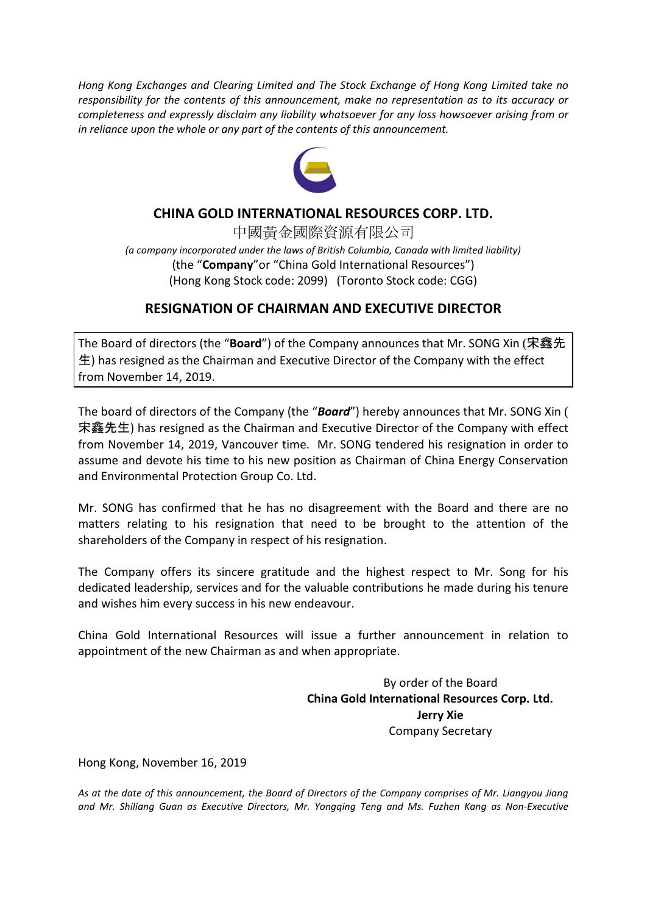*Hong Kong Exchanges and Clearing Limited and The Stock Exchange of Hong Kong Limited take no responsibility for the contents of this announcement, make no representation as to its accuracy or completeness and expressly disclaim any liability whatsoever for any loss howsoever arising from or in reliance upon the whole or any part of the contents of this announcement.*

# CHINA GOLD INTERNATIONAL RESOURCES CORP. LTD.

中國黃金國際資源有限公司

*(a company incorporated under the laws of British Columbia, Canada with limited liability)*

(the "**Company**"or "China Gold International Resources")

(Hong Kong Stock code: 2099) (Toronto Stock code: CGG)

## RESIGNATION OF CHAIRMAN AND EXECUTIVE DIRECTOR

The Board of directors (the "**Board**") of the Company announces that Mr. SONG Xin (宋鑫先生) has resigned as the Chairman and Executive Director of the Company with the effect from November 14, 2019.

The board of directors of the Company (the "***Board***") hereby announces that Mr. SONG Xin (宋鑫先生) has resigned as the Chairman and Executive Director of the Company with effect from November 14, 2019, Vancouver time. Mr. SONG tendered his resignation in order to assume and devote his time to his new position as Chairman of China Energy Conservation and Environmental Protection Group Co. Ltd.

Mr. SONG has confirmed that he has no disagreement with the Board and there are no matters relating to his resignation that need to be brought to the attention of the shareholders of the Company in respect of his resignation.

The Company offers its sincere gratitude and the highest respect to Mr. Song for his dedicated leadership, services and for the valuable contributions he made during his tenure and wishes him every success in his new endeavour.

China Gold International Resources will issue a further announcement in relation to appointment of the new Chairman as and when appropriate.

By order of the Board
**China Gold International Resources Corp. Ltd.**
**Jerry Xie**
Company Secretary

Hong Kong, November 16, 2019

*As at the date of this announcement, the Board of Directors of the Company comprises of Mr. Liangyou Jiang and Mr. Shiliang Guan as Executive Directors, Mr. Yongqing Teng and Ms. Fuzhen Kang as Non-Executive*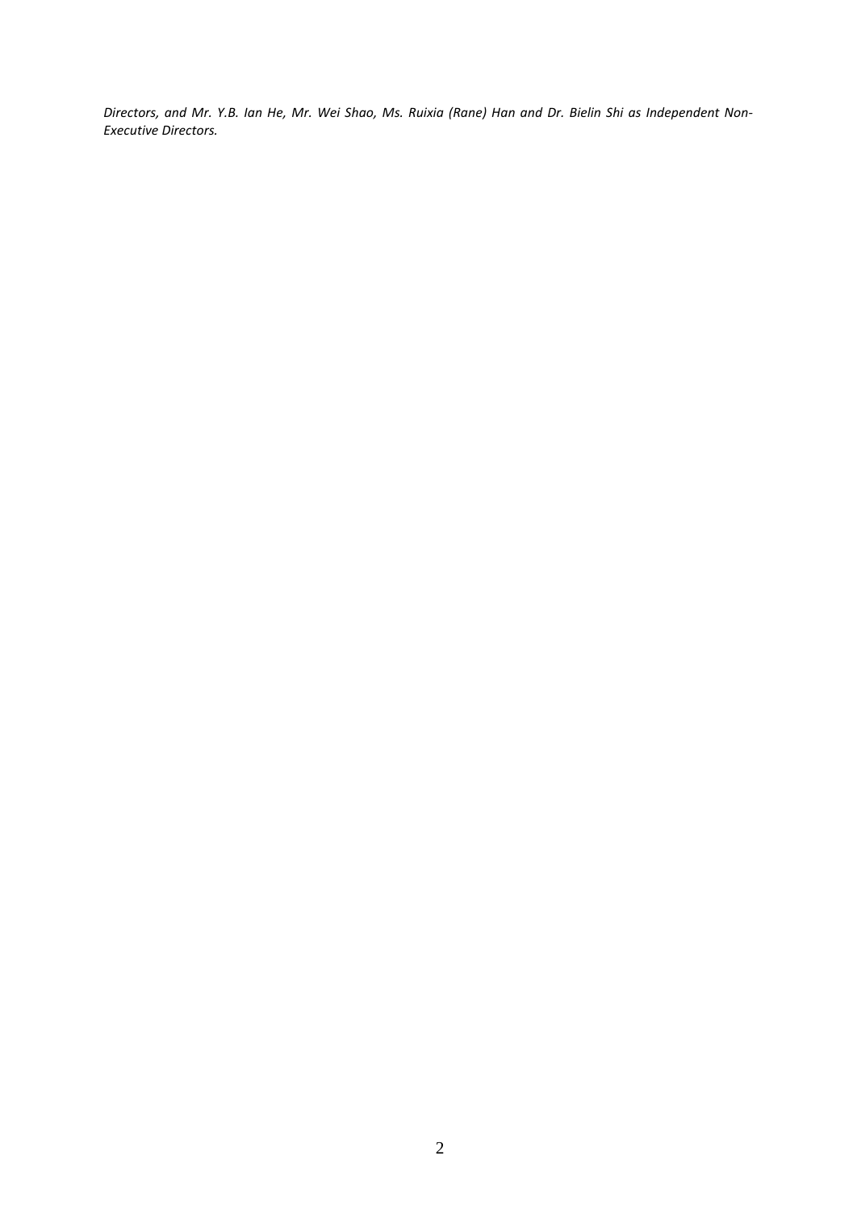*Directors, and Mr. Y.B. Ian He, Mr. Wei Shao, Ms. Ruixia (Rane) Han and Dr. Bielin Shi as Independent Non-Executive Directors.*